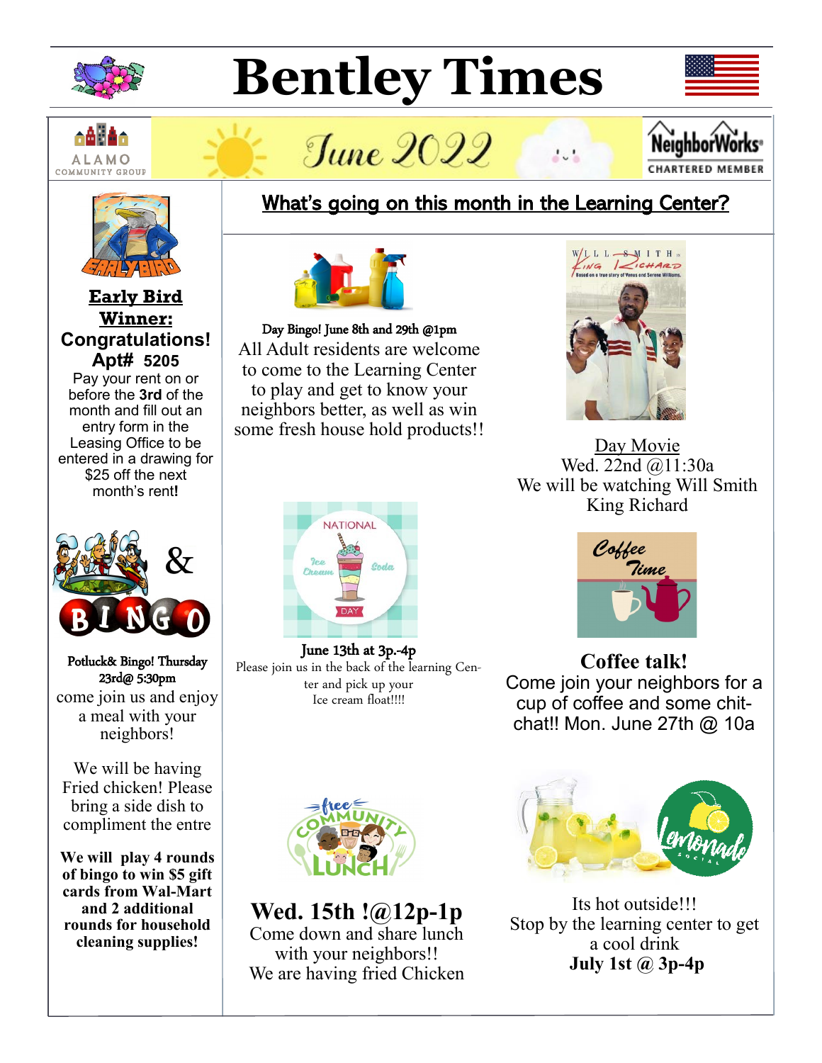# Bentley Times

ALAMO COMMUNITY GROUP

June 2022

NeighborWorks CHARTERED MEMBER

## What's going on this month in the Learning Center?

**Early Bird Winner:**

**Congratulations!**

**Apt# 5205**

Pay your rent on or before the **3rd** of the month and fill out an entry form in the Leasing Office to be entered in a drawing for $25 off the next month's rent**!**

&

BINGO

**Potluck& Bingo! Thursday 23rd@ 5:30pm**

come join us and enjoy a meal with your neighbors!

We will be having Fried chicken! Please bring a side dish to compliment the entre

**We will play 4 rounds of bingo to win $5 gift cards from Wal-Mart and 2 additional rounds for household cleaning supplies!**

**Day Bingo! June 8th and 29th @1pm**

All Adult residents are welcome to come to the Learning Center to play and get to know your neighbors better, as well as win some fresh house hold products!!

NATIONAL Ice Cream Soda DAY

**June 13th at 3p.-4p**

Please join us in the back of the learning Center and pick up your Ice cream float!!!!

free COMMUNITY LUNCH

**Wed. 15th !@12p-1p**

Come down and share lunch with your neighbors!!

We are having fried Chicken

WILL SMITH IS KING RICHARD

Based on a true story of Venus and Serena Williams.

Day Movie

Wed. 22nd @11:30a

We will be watching Will Smith King Richard

Coffee Time

**Coffee talk!**

Come join your neighbors for a cup of coffee and some chit-chat!! Mon. June 27th @ 10a

Lemonade SOCIAL

Its hot outside!!!

Stop by the learning center to get a cool drink

**July 1st @ 3p-4p**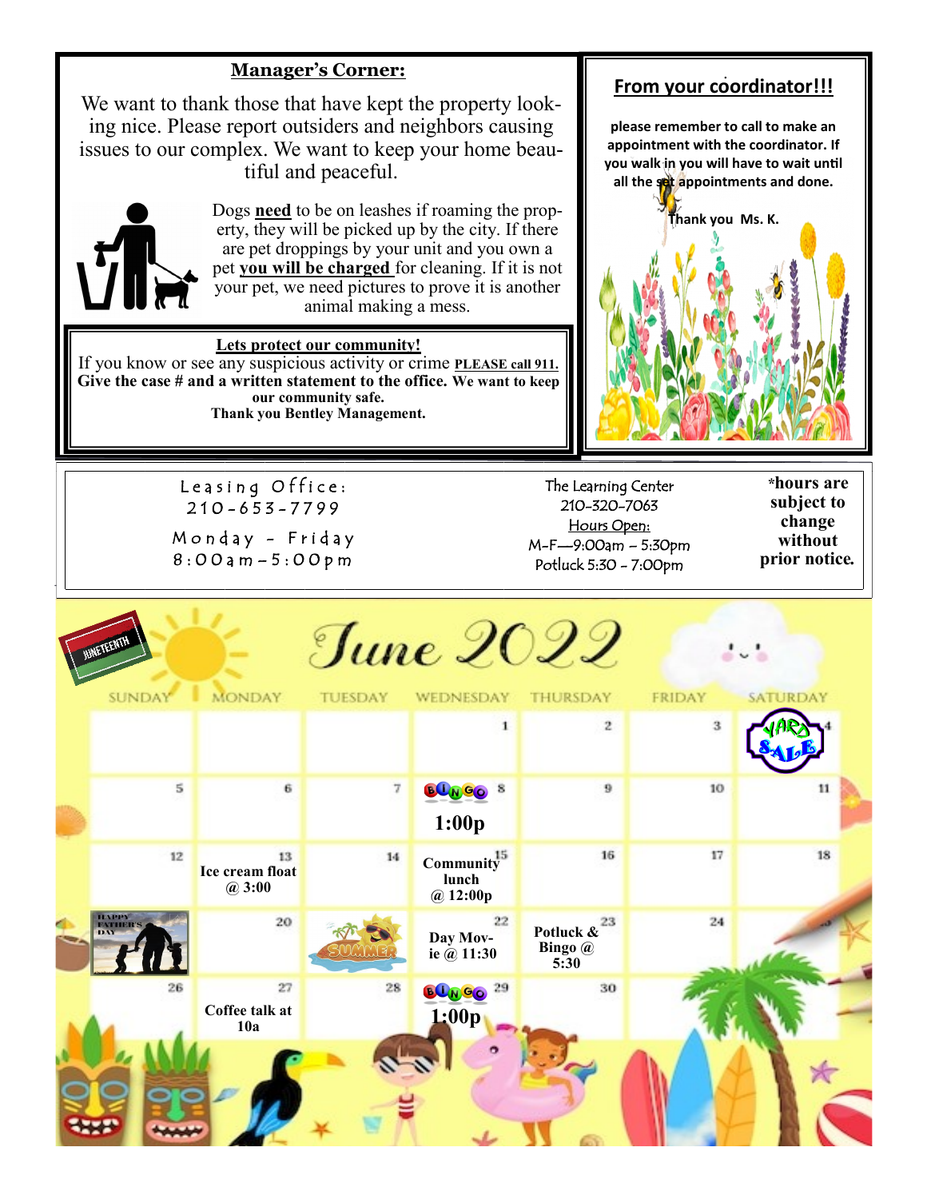## Manager's Corner:

We want to thank those that have kept the property looking nice. Please report outsiders and neighbors causing issues to our complex. We want to keep your home beautiful and peaceful.

Dogs **need** to be on leashes if roaming the property, they will be picked up by the city. If there are pet droppings by your unit and you own a pet **you will be charged** for cleaning. If it is not your pet, we need pictures to prove it is another animal making a mess.

**Lets protect our community!**

If you know or see any suspicious activity or crime **PLEASE call 911. Give the case # and a written statement to the office. We want to keep our community safe.**

**Thank you Bentley Management.**

## From your coordinator!!!

**please remember to call to make an appointment with the coordinator. If you walk in you will have to wait until all the set appointments and done.**

**Thank you Ms. K.**

Leasing Office:
210-653-7799

Monday - Friday
8:00am-5:00pm

The Learning Center
210-320-7063
Hours Open:
M-F—9:00am – 5:30pm
Potluck 5:30 - 7:00pm

**\*hours are subject to change without prior notice.**

# June 2022

JUNETEENTH

| SUNDAY | MONDAY | TUESDAY | WEDNESDAY | THURSDAY | FRIDAY | SATURDAY |
|---|---|---|---|---|---|---|
| | | | 1 | 2 | 3 | 4 YARD SALE |
| 5 | 6 | 7 | 8 BINGO 1:00p | 9 | 10 | 11 |
| 12 | 13 Ice cream float @ 3:00 | 14 | 15 Community lunch @ 12:00p | 16 | 17 | 18 |
| HAPPY FATHER'S DAY | 20 | SUMMER | 22 Day Movie @ 11:30 | 23 Potluck & Bingo @ 5:30 | 24 | |
| 26 | 27 Coffee talk at 10a | 28 | 29 BINGO 1:00p | 30 | | |